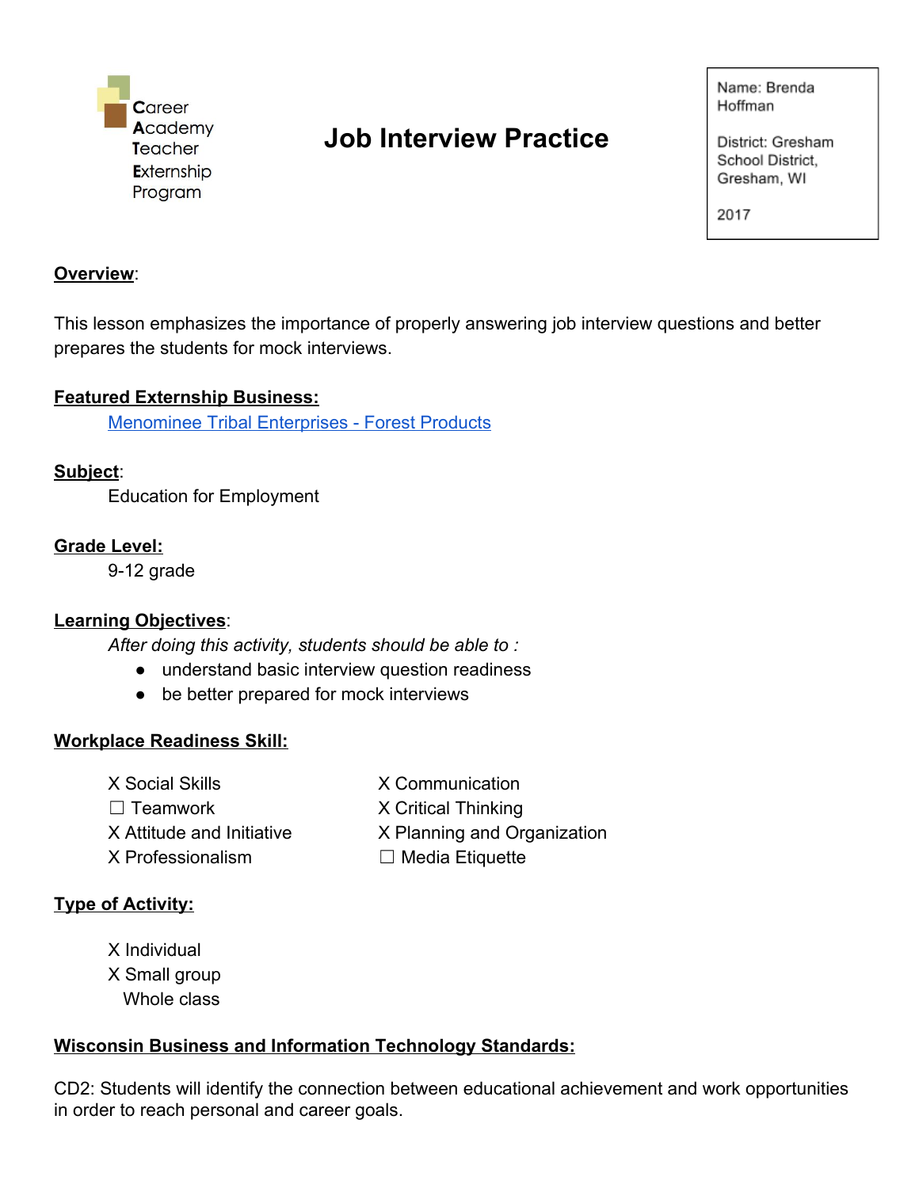Career
Academy
Teacher
Externship
Program

# Job Interview Practice

Name: Brenda Hoffman

District: Gresham School District, Gresham, WI

2017

**Overview**:

This lesson emphasizes the importance of properly answering job interview questions and better prepares the students for mock interviews.

**Featured Externship Business:**

[Menominee Tribal Enterprises - Forest Products]

**Subject**:

Education for Employment

**Grade Level:**

9-12 grade

**Learning Objectives**:

*After doing this activity, students should be able to :*

- understand basic interview question readiness
- be better prepared for mock interviews

**Workplace Readiness Skill:**

X Social Skills
☐ Teamwork
X Attitude and Initiative
X Professionalism
X Communication
X Critical Thinking
X Planning and Organization
☐ Media Etiquette

**Type of Activity:**

X Individual
X Small group
Whole class

**Wisconsin Business and Information Technology Standards:**

CD2: Students will identify the connection between educational achievement and work opportunities in order to reach personal and career goals.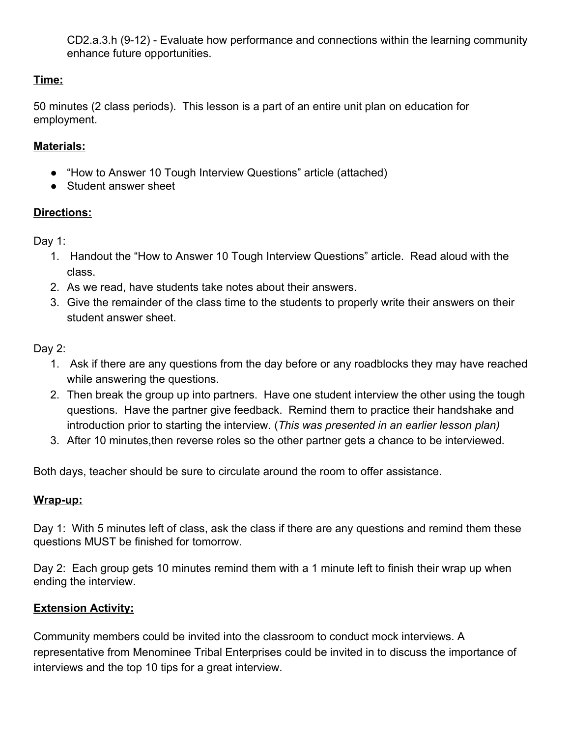CD2.a.3.h (9-12) - Evaluate how performance and connections within the learning community enhance future opportunities.

**Time:**

50 minutes (2 class periods). This lesson is a part of an entire unit plan on education for employment.

**Materials:**

- "How to Answer 10 Tough Interview Questions" article (attached)
- Student answer sheet

**Directions:**

Day 1:

1. Handout the "How to Answer 10 Tough Interview Questions" article. Read aloud with the class.
2. As we read, have students take notes about their answers.
3. Give the remainder of the class time to the students to properly write their answers on their student answer sheet.

Day 2:

1. Ask if there are any questions from the day before or any roadblocks they may have reached while answering the questions.
2. Then break the group up into partners. Have one student interview the other using the tough questions. Have the partner give feedback. Remind them to practice their handshake and introduction prior to starting the interview. (*This was presented in an earlier lesson plan)*
3. After 10 minutes,then reverse roles so the other partner gets a chance to be interviewed.

Both days, teacher should be sure to circulate around the room to offer assistance.

**Wrap-up:**

Day 1: With 5 minutes left of class, ask the class if there are any questions and remind them these questions MUST be finished for tomorrow.

Day 2: Each group gets 10 minutes remind them with a 1 minute left to finish their wrap up when ending the interview.

**Extension Activity:**

Community members could be invited into the classroom to conduct mock interviews. A representative from Menominee Tribal Enterprises could be invited in to discuss the importance of interviews and the top 10 tips for a great interview.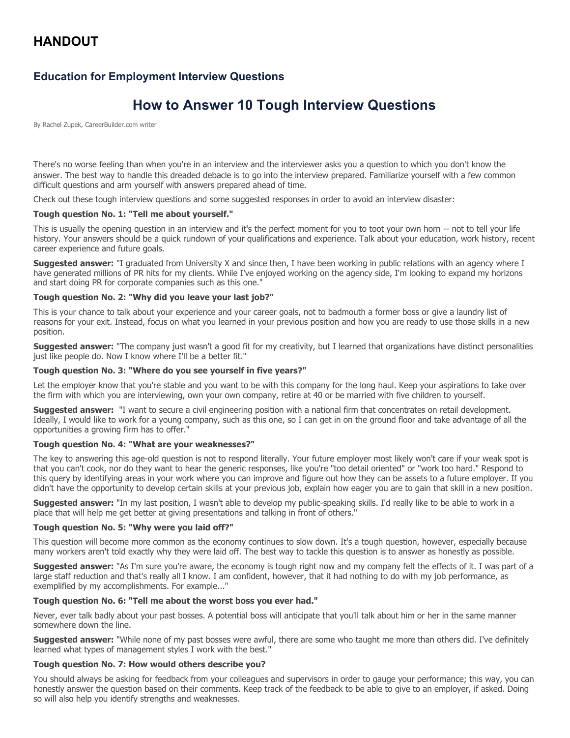# HANDOUT

## Education for Employment Interview Questions

## How to Answer 10 Tough Interview Questions

By Rachel Zupek, CareerBuilder.com writer

There's no worse feeling than when you're in an interview and the interviewer asks you a question to which you don't know the answer. The best way to handle this dreaded debacle is to go into the interview prepared. Familiarize yourself with a few common difficult questions and arm yourself with answers prepared ahead of time.

Check out these tough interview questions and some suggested responses in order to avoid an interview disaster:

**Tough question No. 1: "Tell me about yourself."**

This is usually the opening question in an interview and it's the perfect moment for you to toot your own horn -- not to tell your life history. Your answers should be a quick rundown of your qualifications and experience. Talk about your education, work history, recent career experience and future goals.

**Suggested answer:** "I graduated from University X and since then, I have been working in public relations with an agency where I have generated millions of PR hits for my clients. While I've enjoyed working on the agency side, I'm looking to expand my horizons and start doing PR for corporate companies such as this one."

**Tough question No. 2: "Why did you leave your last job?"**

This is your chance to talk about your experience and your career goals, not to badmouth a former boss or give a laundry list of reasons for your exit. Instead, focus on what you learned in your previous position and how you are ready to use those skills in a new position.

**Suggested answer:** "The company just wasn't a good fit for my creativity, but I learned that organizations have distinct personalities just like people do. Now I know where I'll be a better fit."

**Tough question No. 3: "Where do you see yourself in five years?"**

Let the employer know that you're stable and you want to be with this company for the long haul. Keep your aspirations to take over the firm with which you are interviewing, own your own company, retire at 40 or be married with five children to yourself.

**Suggested answer:** "I want to secure a civil engineering position with a national firm that concentrates on retail development. Ideally, I would like to work for a young company, such as this one, so I can get in on the ground floor and take advantage of all the opportunities a growing firm has to offer."

**Tough question No. 4: "What are your weaknesses?"**

The key to answering this age-old question is not to respond literally. Your future employer most likely won't care if your weak spot is that you can't cook, nor do they want to hear the generic responses, like you're "too detail oriented" or "work too hard." Respond to this query by identifying areas in your work where you can improve and figure out how they can be assets to a future employer. If you didn't have the opportunity to develop certain skills at your previous job, explain how eager you are to gain that skill in a new position.

**Suggested answer:** "In my last position, I wasn't able to develop my public-speaking skills. I'd really like to be able to work in a place that will help me get better at giving presentations and talking in front of others."

**Tough question No. 5: "Why were you laid off?"**

This question will become more common as the economy continues to slow down. It's a tough question, however, especially because many workers aren't told exactly why they were laid off. The best way to tackle this question is to answer as honestly as possible.

**Suggested answer:** "As I'm sure you're aware, the economy is tough right now and my company felt the effects of it. I was part of a large staff reduction and that's really all I know. I am confident, however, that it had nothing to do with my job performance, as exemplified by my accomplishments. For example..."

**Tough question No. 6: "Tell me about the worst boss you ever had."**

Never, ever talk badly about your past bosses. A potential boss will anticipate that you'll talk about him or her in the same manner somewhere down the line.

**Suggested answer:** "While none of my past bosses were awful, there are some who taught me more than others did. I've definitely learned what types of management styles I work with the best."

**Tough question No. 7: How would others describe you?**

You should always be asking for feedback from your colleagues and supervisors in order to gauge your performance; this way, you can honestly answer the question based on their comments. Keep track of the feedback to be able to give to an employer, if asked. Doing so will also help you identify strengths and weaknesses.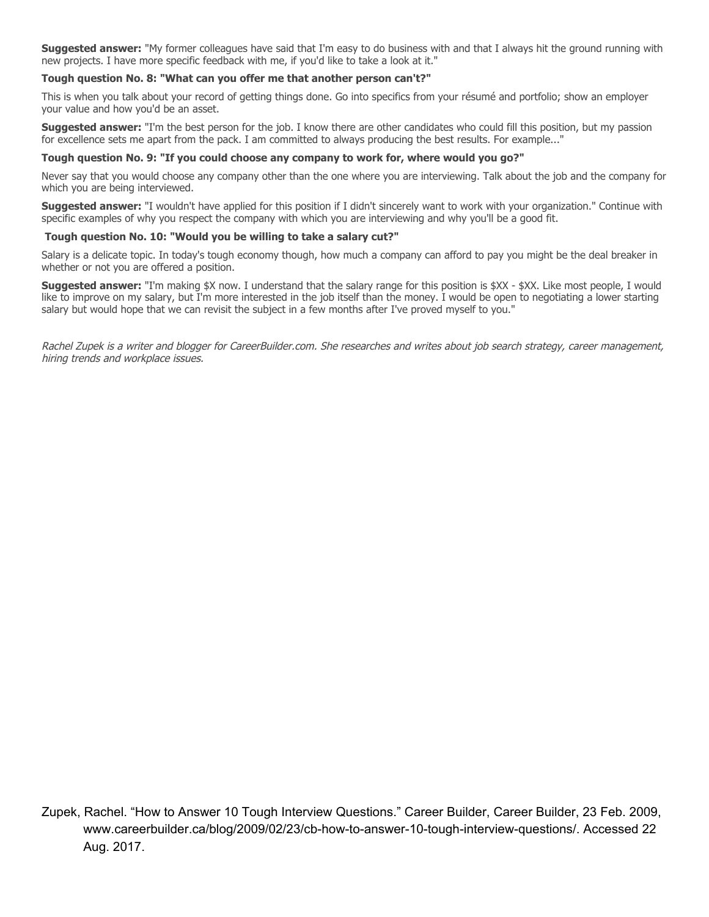**Suggested answer:** "My former colleagues have said that I'm easy to do business with and that I always hit the ground running with new projects. I have more specific feedback with me, if you'd like to take a look at it."

**Tough question No. 8: "What can you offer me that another person can't?"**

This is when you talk about your record of getting things done. Go into specifics from your résumé and portfolio; show an employer your value and how you'd be an asset.

**Suggested answer:** "I'm the best person for the job. I know there are other candidates who could fill this position, but my passion for excellence sets me apart from the pack. I am committed to always producing the best results. For example..."

**Tough question No. 9: "If you could choose any company to work for, where would you go?"**

Never say that you would choose any company other than the one where you are interviewing. Talk about the job and the company for which you are being interviewed.

**Suggested answer:** "I wouldn't have applied for this position if I didn't sincerely want to work with your organization." Continue with specific examples of why you respect the company with which you are interviewing and why you'll be a good fit.

**Tough question No. 10: "Would you be willing to take a salary cut?"**

Salary is a delicate topic. In today's tough economy though, how much a company can afford to pay you might be the deal breaker in whether or not you are offered a position.

**Suggested answer:** "I'm making $X now. I understand that the salary range for this position is $XX - $XX. Like most people, I would like to improve on my salary, but I'm more interested in the job itself than the money. I would be open to negotiating a lower starting salary but would hope that we can revisit the subject in a few months after I've proved myself to you."

*Rachel Zupek is a writer and blogger for CareerBuilder.com. She researches and writes about job search strategy, career management, hiring trends and workplace issues.*

Zupek, Rachel. "How to Answer 10 Tough Interview Questions." Career Builder, Career Builder, 23 Feb. 2009, www.careerbuilder.ca/blog/2009/02/23/cb-how-to-answer-10-tough-interview-questions/. Accessed 22 Aug. 2017.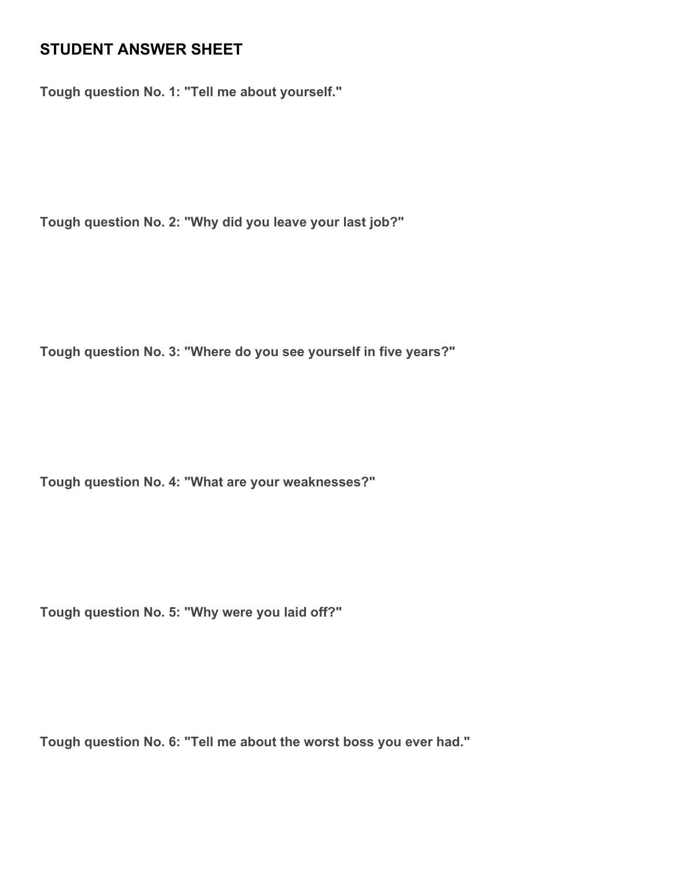## STUDENT ANSWER SHEET

**Tough question No. 1: "Tell me about yourself."**

**Tough question No. 2: "Why did you leave your last job?"**

**Tough question No. 3: "Where do you see yourself in five years?"**

**Tough question No. 4: "What are your weaknesses?"**

**Tough question No. 5: "Why were you laid off?"**

**Tough question No. 6: "Tell me about the worst boss you ever had."**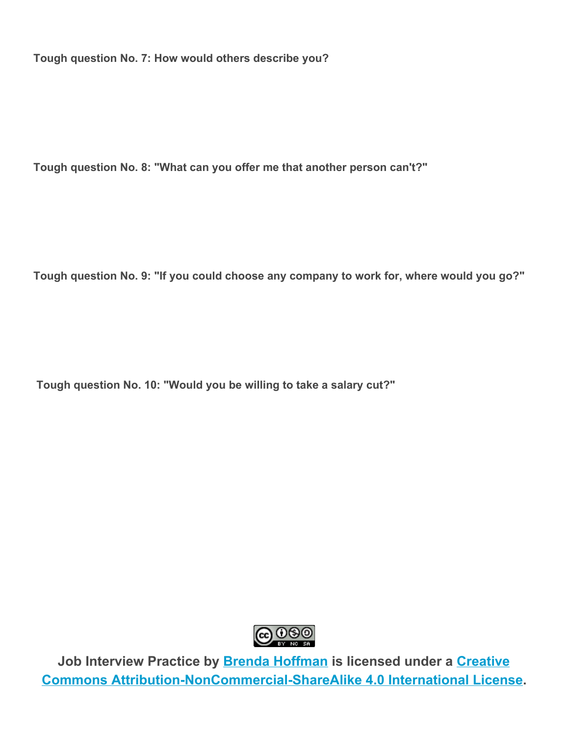**Tough question No. 7: How would others describe you?**

**Tough question No. 8: "What can you offer me that another person can't?"**

**Tough question No. 9: "If you could choose any company to work for, where would you go?"**

**Tough question No. 10: "Would you be willing to take a salary cut?"**

**Job Interview Practice by Brenda Hoffman is licensed under a Creative Commons Attribution-NonCommercial-ShareAlike 4.0 International License.**